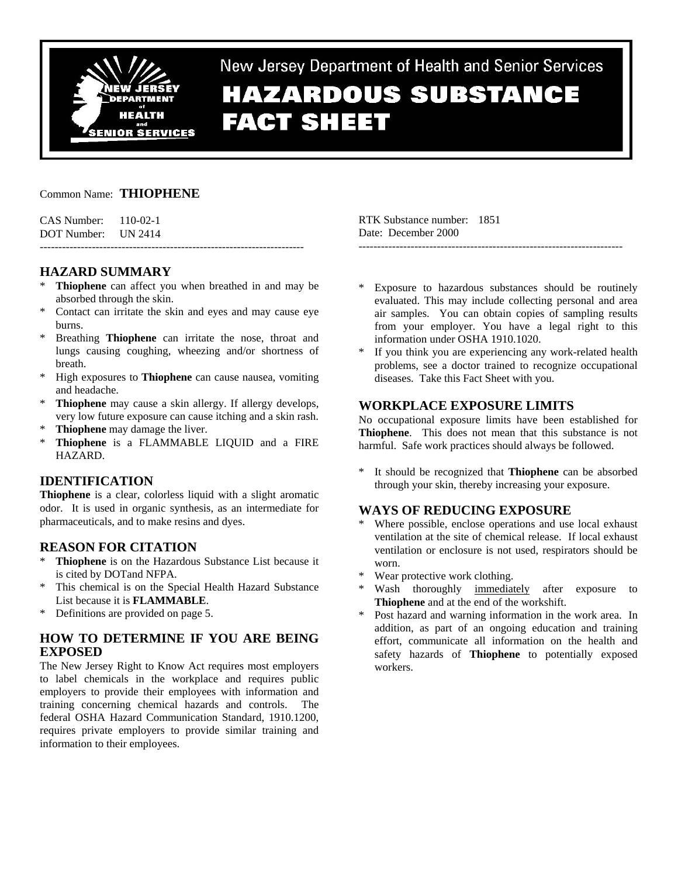New Jersey Department of Health and Senior Services

# HAZARDOUS SUBSTANCE FACT SHEET

Common Name: **THIOPHENE**

CAS Number: 110-02-1
DOT Number: UN 2414

RTK Substance number: 1851
Date: December 2000

---

## HAZARD SUMMARY

* **Thiophene** can affect you when breathed in and may be absorbed through the skin.
* Contact can irritate the skin and eyes and may cause eye burns.
* Breathing **Thiophene** can irritate the nose, throat and lungs causing coughing, wheezing and/or shortness of breath.
* High exposures to **Thiophene** can cause nausea, vomiting and headache.
* **Thiophene** may cause a skin allergy. If allergy develops, very low future exposure can cause itching and a skin rash.
* **Thiophene** may damage the liver.
* **Thiophene** is a FLAMMABLE LIQUID and a FIRE HAZARD.

## IDENTIFICATION

**Thiophene** is a clear, colorless liquid with a slight aromatic odor. It is used in organic synthesis, as an intermediate for pharmaceuticals, and to make resins and dyes.

## REASON FOR CITATION

* **Thiophene** is on the Hazardous Substance List because it is cited by DOTand NFPA.
* This chemical is on the Special Health Hazard Substance List because it is **FLAMMABLE**.
* Definitions are provided on page 5.

## HOW TO DETERMINE IF YOU ARE BEING EXPOSED

The New Jersey Right to Know Act requires most employers to label chemicals in the workplace and requires public employers to provide their employees with information and training concerning chemical hazards and controls. The federal OSHA Hazard Communication Standard, 1910.1200, requires private employers to provide similar training and information to their employees.

* Exposure to hazardous substances should be routinely evaluated. This may include collecting personal and area air samples. You can obtain copies of sampling results from your employer. You have a legal right to this information under OSHA 1910.1020.
* If you think you are experiencing any work-related health problems, see a doctor trained to recognize occupational diseases. Take this Fact Sheet with you.

## WORKPLACE EXPOSURE LIMITS

No occupational exposure limits have been established for **Thiophene**. This does not mean that this substance is not harmful. Safe work practices should always be followed.

* It should be recognized that **Thiophene** can be absorbed through your skin, thereby increasing your exposure.

## WAYS OF REDUCING EXPOSURE

* Where possible, enclose operations and use local exhaust ventilation at the site of chemical release. If local exhaust ventilation or enclosure is not used, respirators should be worn.
* Wear protective work clothing.
* Wash thoroughly immediately after exposure to **Thiophene** and at the end of the workshift.
* Post hazard and warning information in the work area. In addition, as part of an ongoing education and training effort, communicate all information on the health and safety hazards of **Thiophene** to potentially exposed workers.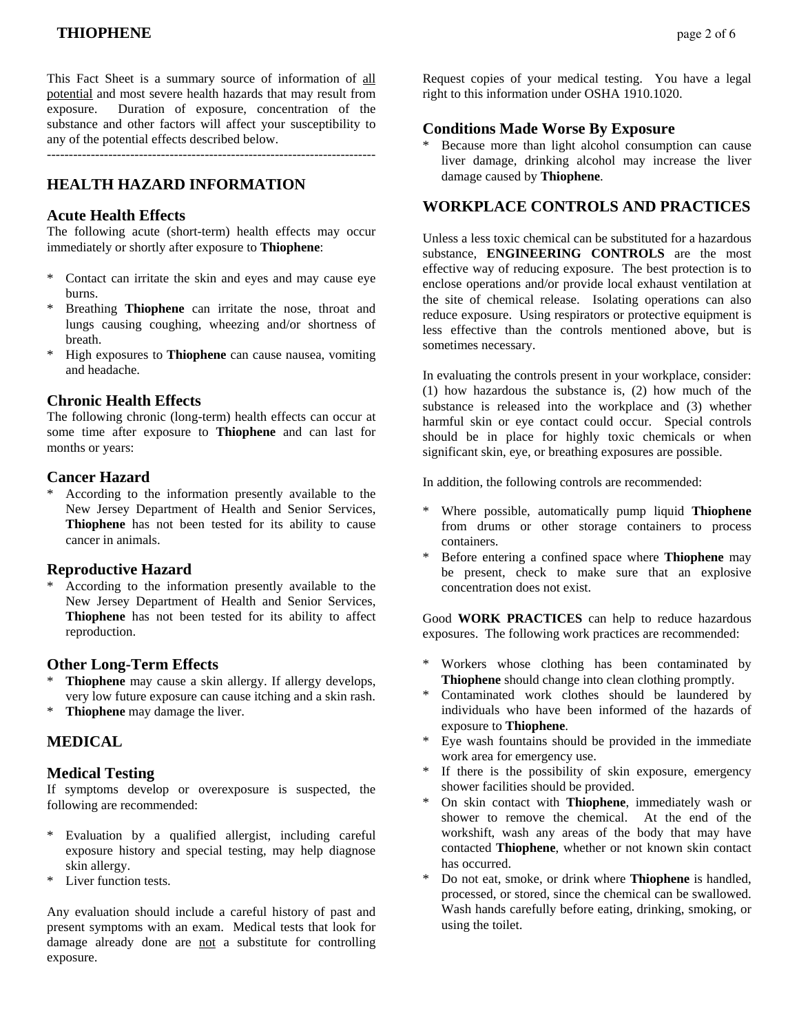This Fact Sheet is a summary source of information of <u>all potential</u> and most severe health hazards that may result from exposure. Duration of exposure, concentration of the substance and other factors will affect your susceptibility to any of the potential effects described below.

---------------------------------------------------------------------------

## HEALTH HAZARD INFORMATION

### Acute Health Effects

The following acute (short-term) health effects may occur immediately or shortly after exposure to **Thiophene**:

* Contact can irritate the skin and eyes and may cause eye burns.
* Breathing **Thiophene** can irritate the nose, throat and lungs causing coughing, wheezing and/or shortness of breath.
* High exposures to **Thiophene** can cause nausea, vomiting and headache.

### Chronic Health Effects

The following chronic (long-term) health effects can occur at some time after exposure to **Thiophene** and can last for months or years:

### Cancer Hazard

* According to the information presently available to the New Jersey Department of Health and Senior Services, **Thiophene** has not been tested for its ability to cause cancer in animals.

### Reproductive Hazard

* According to the information presently available to the New Jersey Department of Health and Senior Services, **Thiophene** has not been tested for its ability to affect reproduction.

### Other Long-Term Effects

* **Thiophene** may cause a skin allergy. If allergy develops, very low future exposure can cause itching and a skin rash.
* **Thiophene** may damage the liver.

## MEDICAL

### Medical Testing

If symptoms develop or overexposure is suspected, the following are recommended:

* Evaluation by a qualified allergist, including careful exposure history and special testing, may help diagnose skin allergy.
* Liver function tests.

Any evaluation should include a careful history of past and present symptoms with an exam. Medical tests that look for damage already done are <u>not</u> a substitute for controlling exposure.

Request copies of your medical testing. You have a legal right to this information under OSHA 1910.1020.

### Conditions Made Worse By Exposure

* Because more than light alcohol consumption can cause liver damage, drinking alcohol may increase the liver damage caused by **Thiophene**.

## WORKPLACE CONTROLS AND PRACTICES

Unless a less toxic chemical can be substituted for a hazardous substance, **ENGINEERING CONTROLS** are the most effective way of reducing exposure. The best protection is to enclose operations and/or provide local exhaust ventilation at the site of chemical release. Isolating operations can also reduce exposure. Using respirators or protective equipment is less effective than the controls mentioned above, but is sometimes necessary.

In evaluating the controls present in your workplace, consider: (1) how hazardous the substance is, (2) how much of the substance is released into the workplace and (3) whether harmful skin or eye contact could occur. Special controls should be in place for highly toxic chemicals or when significant skin, eye, or breathing exposures are possible.

In addition, the following controls are recommended:

* Where possible, automatically pump liquid **Thiophene** from drums or other storage containers to process containers.
* Before entering a confined space where **Thiophene** may be present, check to make sure that an explosive concentration does not exist.

Good **WORK PRACTICES** can help to reduce hazardous exposures. The following work practices are recommended:

* Workers whose clothing has been contaminated by **Thiophene** should change into clean clothing promptly.
* Contaminated work clothes should be laundered by individuals who have been informed of the hazards of exposure to **Thiophene**.
* Eye wash fountains should be provided in the immediate work area for emergency use.
* If there is the possibility of skin exposure, emergency shower facilities should be provided.
* On skin contact with **Thiophene**, immediately wash or shower to remove the chemical. At the end of the workshift, wash any areas of the body that may have contacted **Thiophene**, whether or not known skin contact has occurred.
* Do not eat, smoke, or drink where **Thiophene** is handled, processed, or stored, since the chemical can be swallowed. Wash hands carefully before eating, drinking, smoking, or using the toilet.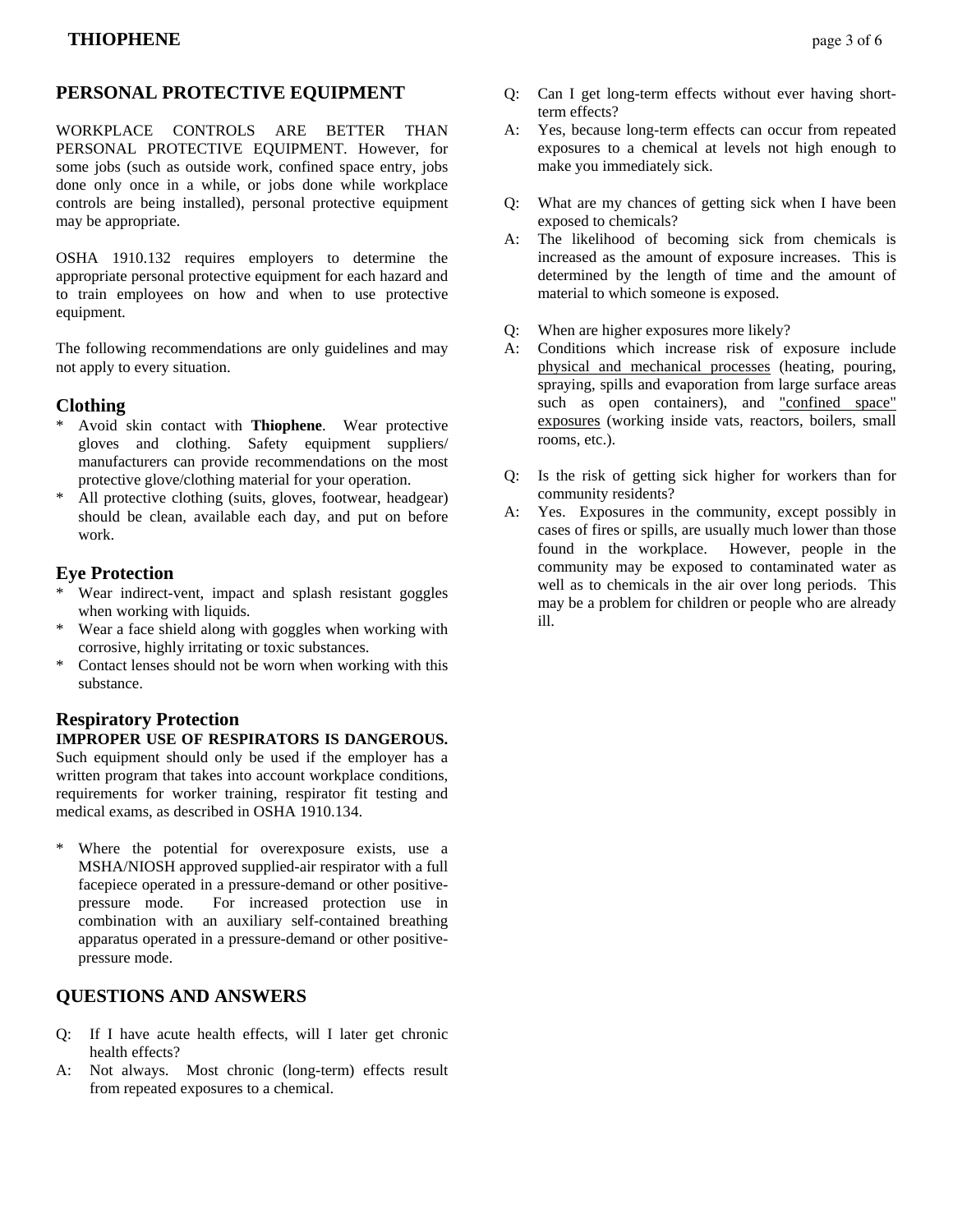## PERSONAL PROTECTIVE EQUIPMENT

WORKPLACE CONTROLS ARE BETTER THAN PERSONAL PROTECTIVE EQUIPMENT. However, for some jobs (such as outside work, confined space entry, jobs done only once in a while, or jobs done while workplace controls are being installed), personal protective equipment may be appropriate.

OSHA 1910.132 requires employers to determine the appropriate personal protective equipment for each hazard and to train employees on how and when to use protective equipment.

The following recommendations are only guidelines and may not apply to every situation.

### Clothing

* Avoid skin contact with **Thiophene**. Wear protective gloves and clothing. Safety equipment suppliers/ manufacturers can provide recommendations on the most protective glove/clothing material for your operation.
* All protective clothing (suits, gloves, footwear, headgear) should be clean, available each day, and put on before work.

### Eye Protection

* Wear indirect-vent, impact and splash resistant goggles when working with liquids.
* Wear a face shield along with goggles when working with corrosive, highly irritating or toxic substances.
* Contact lenses should not be worn when working with this substance.

### Respiratory Protection

**IMPROPER USE OF RESPIRATORS IS DANGEROUS.** Such equipment should only be used if the employer has a written program that takes into account workplace conditions, requirements for worker training, respirator fit testing and medical exams, as described in OSHA 1910.134.

* Where the potential for overexposure exists, use a MSHA/NIOSH approved supplied-air respirator with a full facepiece operated in a pressure-demand or other positive-pressure mode. For increased protection use in combination with an auxiliary self-contained breathing apparatus operated in a pressure-demand or other positive-pressure mode.

## QUESTIONS AND ANSWERS

Q: If I have acute health effects, will I later get chronic health effects?
A: Not always. Most chronic (long-term) effects result from repeated exposures to a chemical.

Q: Can I get long-term effects without ever having short-term effects?
A: Yes, because long-term effects can occur from repeated exposures to a chemical at levels not high enough to make you immediately sick.

Q: What are my chances of getting sick when I have been exposed to chemicals?
A: The likelihood of becoming sick from chemicals is increased as the amount of exposure increases. This is determined by the length of time and the amount of material to which someone is exposed.

Q: When are higher exposures more likely?
A: Conditions which increase risk of exposure include physical and mechanical processes (heating, pouring, spraying, spills and evaporation from large surface areas such as open containers), and "confined space" exposures (working inside vats, reactors, boilers, small rooms, etc.).

Q: Is the risk of getting sick higher for workers than for community residents?
A: Yes. Exposures in the community, except possibly in cases of fires or spills, are usually much lower than those found in the workplace. However, people in the community may be exposed to contaminated water as well as to chemicals in the air over long periods. This may be a problem for children or people who are already ill.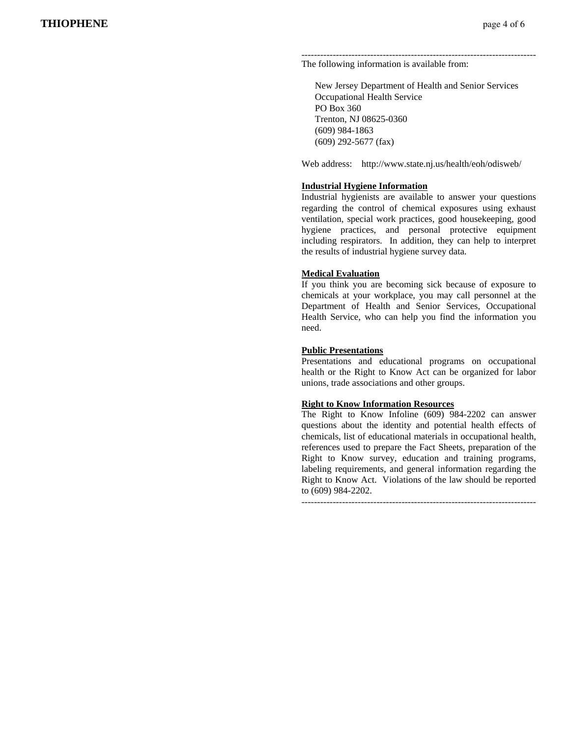---

The following information is available from:

New Jersey Department of Health and Senior Services  
Occupational Health Service  
PO Box 360  
Trenton, NJ 08625-0360  
(609) 984-1863  
(609) 292-5677 (fax)

Web address: http://www.state.nj.us/health/eoh/odisweb/

**Industrial Hygiene Information**

Industrial hygienists are available to answer your questions regarding the control of chemical exposures using exhaust ventilation, special work practices, good housekeeping, good hygiene practices, and personal protective equipment including respirators. In addition, they can help to interpret the results of industrial hygiene survey data.

**Medical Evaluation**

If you think you are becoming sick because of exposure to chemicals at your workplace, you may call personnel at the Department of Health and Senior Services, Occupational Health Service, who can help you find the information you need.

**Public Presentations**

Presentations and educational programs on occupational health or the Right to Know Act can be organized for labor unions, trade associations and other groups.

**Right to Know Information Resources**

The Right to Know Infoline (609) 984-2202 can answer questions about the identity and potential health effects of chemicals, list of educational materials in occupational health, references used to prepare the Fact Sheets, preparation of the Right to Know survey, education and training programs, labeling requirements, and general information regarding the Right to Know Act. Violations of the law should be reported to (609) 984-2202.

---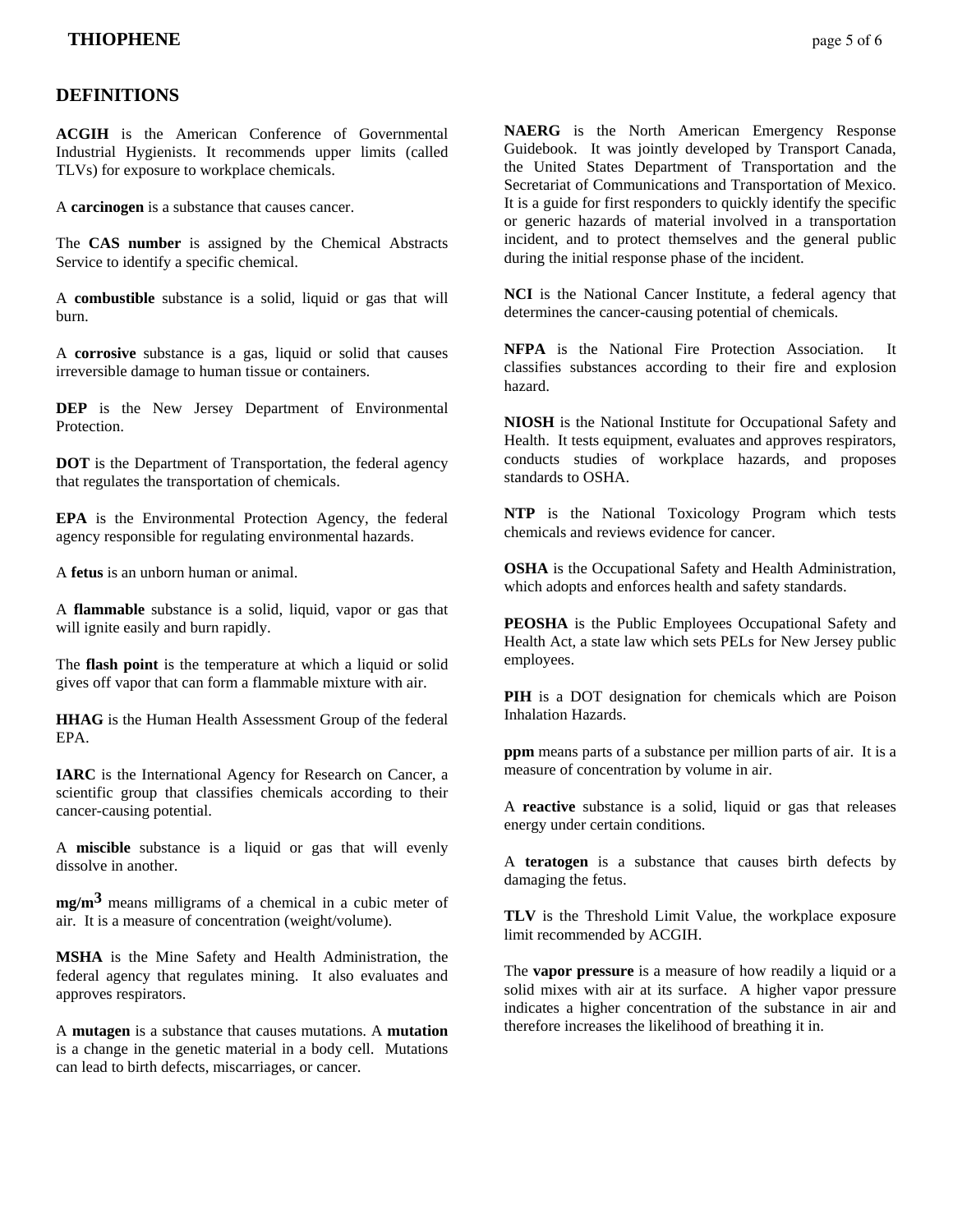## DEFINITIONS

**ACGIH** is the American Conference of Governmental Industrial Hygienists. It recommends upper limits (called TLVs) for exposure to workplace chemicals.

A **carcinogen** is a substance that causes cancer.

The **CAS number** is assigned by the Chemical Abstracts Service to identify a specific chemical.

A **combustible** substance is a solid, liquid or gas that will burn.

A **corrosive** substance is a gas, liquid or solid that causes irreversible damage to human tissue or containers.

**DEP** is the New Jersey Department of Environmental Protection.

**DOT** is the Department of Transportation, the federal agency that regulates the transportation of chemicals.

**EPA** is the Environmental Protection Agency, the federal agency responsible for regulating environmental hazards.

A **fetus** is an unborn human or animal.

A **flammable** substance is a solid, liquid, vapor or gas that will ignite easily and burn rapidly.

The **flash point** is the temperature at which a liquid or solid gives off vapor that can form a flammable mixture with air.

**HHAG** is the Human Health Assessment Group of the federal EPA.

**IARC** is the International Agency for Research on Cancer, a scientific group that classifies chemicals according to their cancer-causing potential.

A **miscible** substance is a liquid or gas that will evenly dissolve in another.

**$mg/m^3$** means milligrams of a chemical in a cubic meter of air. It is a measure of concentration (weight/volume).

**MSHA** is the Mine Safety and Health Administration, the federal agency that regulates mining. It also evaluates and approves respirators.

A **mutagen** is a substance that causes mutations. A **mutation** is a change in the genetic material in a body cell. Mutations can lead to birth defects, miscarriages, or cancer.

**NAERG** is the North American Emergency Response Guidebook. It was jointly developed by Transport Canada, the United States Department of Transportation and the Secretariat of Communications and Transportation of Mexico. It is a guide for first responders to quickly identify the specific or generic hazards of material involved in a transportation incident, and to protect themselves and the general public during the initial response phase of the incident.

**NCI** is the National Cancer Institute, a federal agency that determines the cancer-causing potential of chemicals.

**NFPA** is the National Fire Protection Association. It classifies substances according to their fire and explosion hazard.

**NIOSH** is the National Institute for Occupational Safety and Health. It tests equipment, evaluates and approves respirators, conducts studies of workplace hazards, and proposes standards to OSHA.

**NTP** is the National Toxicology Program which tests chemicals and reviews evidence for cancer.

**OSHA** is the Occupational Safety and Health Administration, which adopts and enforces health and safety standards.

**PEOSHA** is the Public Employees Occupational Safety and Health Act, a state law which sets PELs for New Jersey public employees.

**PIH** is a DOT designation for chemicals which are Poison Inhalation Hazards.

**ppm** means parts of a substance per million parts of air. It is a measure of concentration by volume in air.

A **reactive** substance is a solid, liquid or gas that releases energy under certain conditions.

A **teratogen** is a substance that causes birth defects by damaging the fetus.

**TLV** is the Threshold Limit Value, the workplace exposure limit recommended by ACGIH.

The **vapor pressure** is a measure of how readily a liquid or a solid mixes with air at its surface. A higher vapor pressure indicates a higher concentration of the substance in air and therefore increases the likelihood of breathing it in.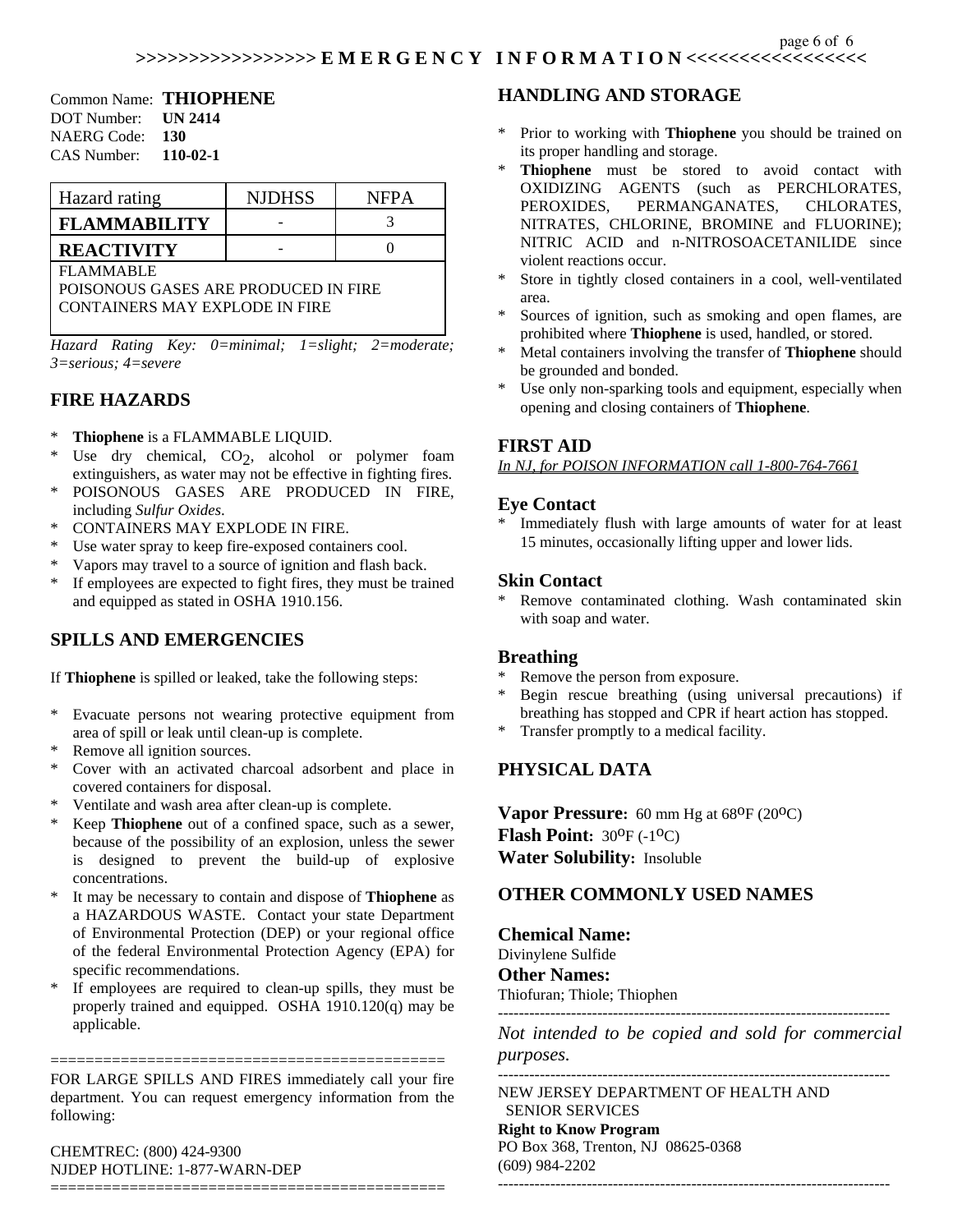# >>>>>>>>>>>>>>>>> E M E R G E N C Y   I N F O R M A T I O N <<<<<<<<<<<<<<<<<

Common Name: **THIOPHENE**
DOT Number: **UN 2414**
NAERG Code: **130**
CAS Number: **110-02-1**

| Hazard rating | NJDHSS | NFPA |
|---|---|---|
| **FLAMMABILITY** | - | 3 |
| **REACTIVITY** | - | 0 |
| FLAMMABLE<br>POISONOUS GASES ARE PRODUCED IN FIRE<br>CONTAINERS MAY EXPLODE IN FIRE | | |

*Hazard Rating Key: 0=minimal; 1=slight; 2=moderate; 3=serious; 4=severe*

## FIRE HAZARDS

* **Thiophene** is a FLAMMABLE LIQUID.
* Use dry chemical, $CO_2$, alcohol or polymer foam extinguishers, as water may not be effective in fighting fires.
* POISONOUS GASES ARE PRODUCED IN FIRE, including *Sulfur Oxides*.
* CONTAINERS MAY EXPLODE IN FIRE.
* Use water spray to keep fire-exposed containers cool.
* Vapors may travel to a source of ignition and flash back.
* If employees are expected to fight fires, they must be trained and equipped as stated in OSHA 1910.156.

## SPILLS AND EMERGENCIES

If **Thiophene** is spilled or leaked, take the following steps:

* Evacuate persons not wearing protective equipment from area of spill or leak until clean-up is complete.
* Remove all ignition sources.
* Cover with an activated charcoal adsorbent and place in covered containers for disposal.
* Ventilate and wash area after clean-up is complete.
* Keep **Thiophene** out of a confined space, such as a sewer, because of the possibility of an explosion, unless the sewer is designed to prevent the build-up of explosive concentrations.
* It may be necessary to contain and dispose of **Thiophene** as a HAZARDOUS WASTE. Contact your state Department of Environmental Protection (DEP) or your regional office of the federal Environmental Protection Agency (EPA) for specific recommendations.
* If employees are required to clean-up spills, they must be properly trained and equipped. OSHA 1910.120(q) may be applicable.

============================================

FOR LARGE SPILLS AND FIRES immediately call your fire department. You can request emergency information from the following:

CHEMTREC: (800) 424-9300
NJDEP HOTLINE: 1-877-WARN-DEP

============================================

## HANDLING AND STORAGE

* Prior to working with **Thiophene** you should be trained on its proper handling and storage.
* **Thiophene** must be stored to avoid contact with OXIDIZING AGENTS (such as PERCHLORATES, PEROXIDES, PERMANGANATES, CHLORATES, NITRATES, CHLORINE, BROMINE and FLUORINE); NITRIC ACID and n-NITROSOACETANILIDE since violent reactions occur.
* Store in tightly closed containers in a cool, well-ventilated area.
* Sources of ignition, such as smoking and open flames, are prohibited where **Thiophene** is used, handled, or stored.
* Metal containers involving the transfer of **Thiophene** should be grounded and bonded.
* Use only non-sparking tools and equipment, especially when opening and closing containers of **Thiophene**.

## FIRST AID

*In NJ, for POISON INFORMATION call 1-800-764-7661*

### Eye Contact

* Immediately flush with large amounts of water for at least 15 minutes, occasionally lifting upper and lower lids.

### Skin Contact

* Remove contaminated clothing. Wash contaminated skin with soap and water.

### Breathing

* Remove the person from exposure.
* Begin rescue breathing (using universal precautions) if breathing has stopped and CPR if heart action has stopped.
* Transfer promptly to a medical facility.

## PHYSICAL DATA

**Vapor Pressure:** 60 mm Hg at 68$^o$F (20$^o$C)
**Flash Point:** 30$^o$F (-1$^o$C)
**Water Solubility:** Insoluble

## OTHER COMMONLY USED NAMES

### Chemical Name:

Divinylene Sulfide

### Other Names:

Thiofuran; Thiole; Thiophen

---

*Not intended to be copied and sold for commercial purposes.*

---

NEW JERSEY DEPARTMENT OF HEALTH AND SENIOR SERVICES
**Right to Know Program**
PO Box 368, Trenton, NJ 08625-0368
(609) 984-2202

---